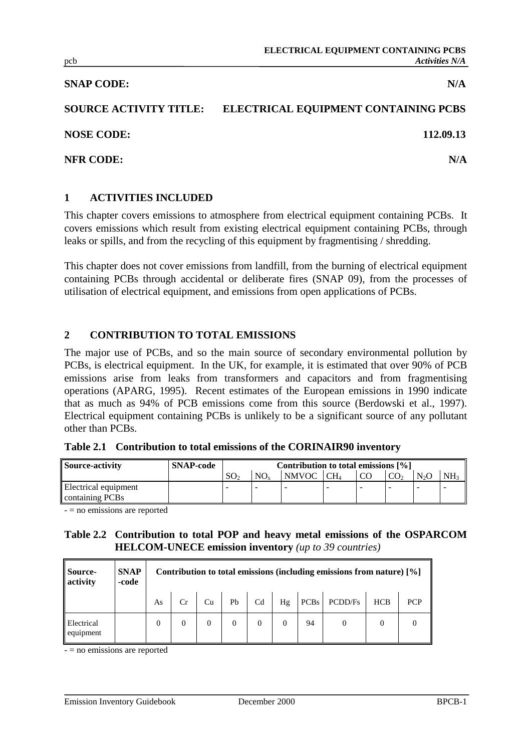**SNAP CODE:** N/A

**SOURCE ACTIVITY TITLE:** ELECTRICAL EQUIPMENT CONTAINING PCBS

**NOSE CODE:** 112.09.13

**NFR CODE:** N/A

## 1 ACTIVITIES INCLUDED

This chapter covers emissions to atmosphere from electrical equipment containing PCBs. It covers emissions which result from existing electrical equipment containing PCBs, through leaks or spills, and from the recycling of this equipment by fragmentising / shredding.

This chapter does not cover emissions from landfill, from the burning of electrical equipment containing PCBs through accidental or deliberate fires (SNAP 09), from the processes of utilisation of electrical equipment, and emissions from open applications of PCBs.

## 2 CONTRIBUTION TO TOTAL EMISSIONS

The major use of PCBs, and so the main source of secondary environmental pollution by PCBs, is electrical equipment. In the UK, for example, it is estimated that over 90% of PCB emissions arise from leaks from transformers and capacitors and from fragmentising operations (APARG, 1995). Recent estimates of the European emissions in 1990 indicate that as much as 94% of PCB emissions come from this source (Berdowski et al., 1997). Electrical equipment containing PCBs is unlikely to be a significant source of any pollutant other than PCBs.

**Table 2.1 Contribution to total emissions of the CORINAIR90 inventory**

| Source-activity | SNAP-code | Contribution to total emissions [%] | | | | | | | |
|---|---|---|---|---|---|---|---|---|---|
| | | $SO_2$ | $NO_x$ | NMVOC | $CH_4$ | CO | $CO_2$ | $N_2O$ | $NH_3$ |
| Electrical equipment containing PCBs | | - | - | - | - | - | - | - | - |

- = no emissions are reported

**Table 2.2 Contribution to total POP and heavy metal emissions of the OSPARCOM HELCOM-UNECE emission inventory** *(up to 39 countries)*

| Source-activity | SNAP-code | Contribution to total emissions (including emissions from nature) [%] | | | | | | | | | |
|---|---|---|---|---|---|---|---|---|---|---|---|
| | | As | Cr | Cu | Pb | Cd | Hg | PCBs | PCDD/Fs | HCB | PCP |
| Electrical equipment | | 0 | 0 | 0 | 0 | 0 | 0 | 94 | 0 | 0 | 0 |

- = no emissions are reported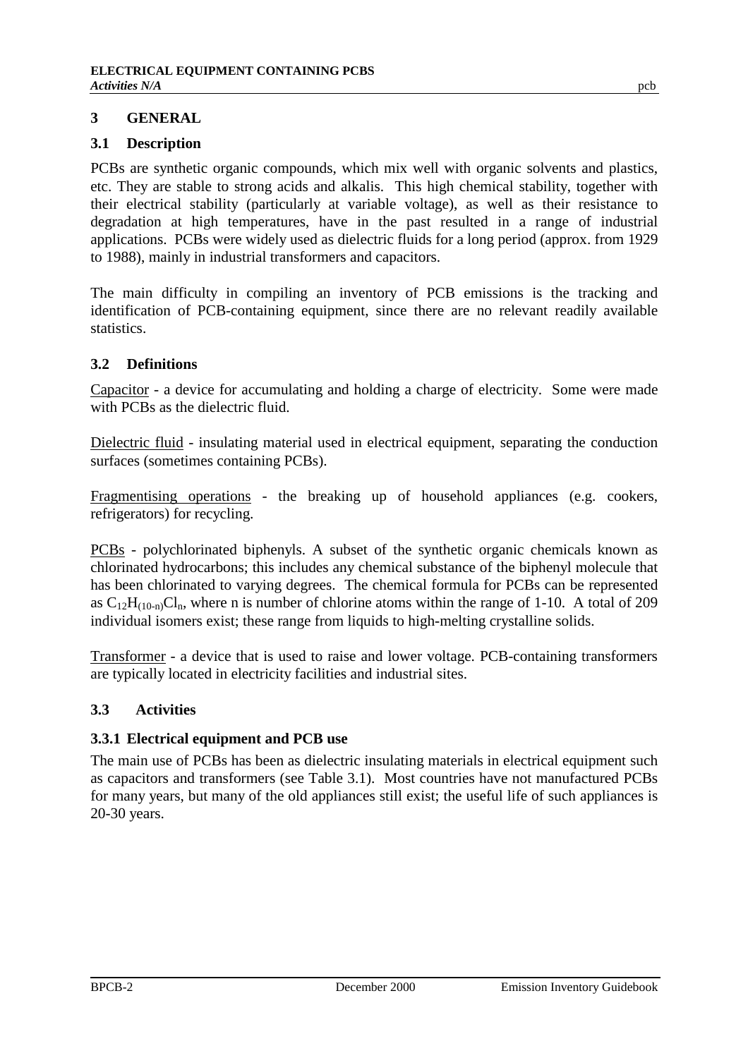# 3 GENERAL

## 3.1 Description

PCBs are synthetic organic compounds, which mix well with organic solvents and plastics, etc. They are stable to strong acids and alkalis. This high chemical stability, together with their electrical stability (particularly at variable voltage), as well as their resistance to degradation at high temperatures, have in the past resulted in a range of industrial applications. PCBs were widely used as dielectric fluids for a long period (approx. from 1929 to 1988), mainly in industrial transformers and capacitors.

The main difficulty in compiling an inventory of PCB emissions is the tracking and identification of PCB-containing equipment, since there are no relevant readily available statistics.

## 3.2 Definitions

Capacitor - a device for accumulating and holding a charge of electricity. Some were made with PCBs as the dielectric fluid.

Dielectric fluid - insulating material used in electrical equipment, separating the conduction surfaces (sometimes containing PCBs).

Fragmentising operations - the breaking up of household appliances (e.g. cookers, refrigerators) for recycling.

PCBs - polychlorinated biphenyls. A subset of the synthetic organic chemicals known as chlorinated hydrocarbons; this includes any chemical substance of the biphenyl molecule that has been chlorinated to varying degrees. The chemical formula for PCBs can be represented as $C_{12}H_{(10-n)}Cl_n$, where n is number of chlorine atoms within the range of 1-10. A total of 209 individual isomers exist; these range from liquids to high-melting crystalline solids.

Transformer - a device that is used to raise and lower voltage. PCB-containing transformers are typically located in electricity facilities and industrial sites.

## 3.3 Activities

### 3.3.1 Electrical equipment and PCB use

The main use of PCBs has been as dielectric insulating materials in electrical equipment such as capacitors and transformers (see Table 3.1). Most countries have not manufactured PCBs for many years, but many of the old appliances still exist; the useful life of such appliances is 20-30 years.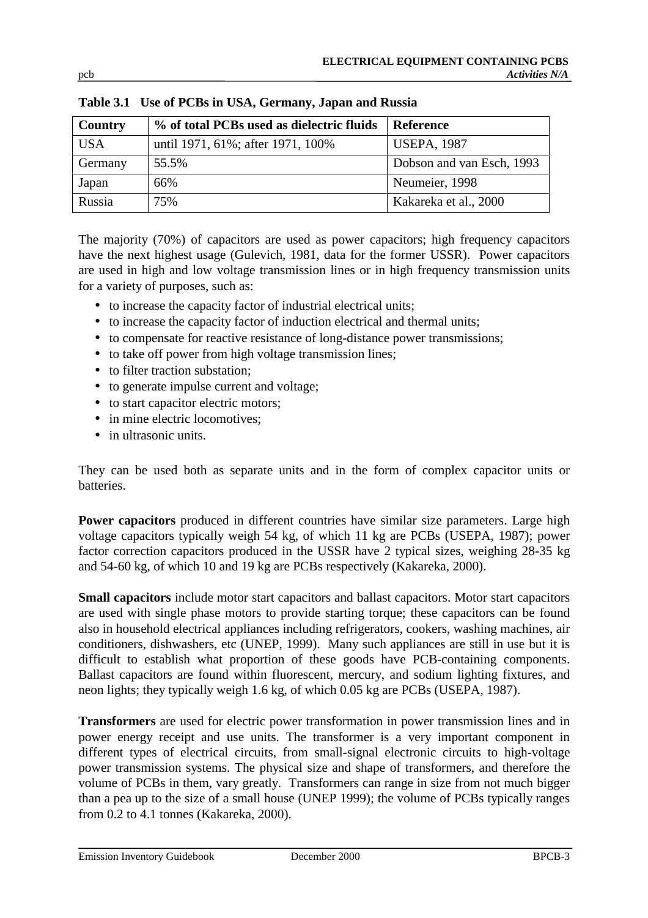**Table 3.1 Use of PCBs in USA, Germany, Japan and Russia**

| Country | % of total PCBs used as dielectric fluids | Reference |
|---|---|---|
| USA | until 1971, 61%; after 1971, 100% | USEPA, 1987 |
| Germany | 55.5% | Dobson and van Esch, 1993 |
| Japan | 66% | Neumeier, 1998 |
| Russia | 75% | Kakareka et al., 2000 |

The majority (70%) of capacitors are used as power capacitors; high frequency capacitors have the next highest usage (Gulevich, 1981, data for the former USSR). Power capacitors are used in high and low voltage transmission lines or in high frequency transmission units for a variety of purposes, such as:

- to increase the capacity factor of industrial electrical units;
- to increase the capacity factor of induction electrical and thermal units;
- to compensate for reactive resistance of long-distance power transmissions;
- to take off power from high voltage transmission lines;
- to filter traction substation;
- to generate impulse current and voltage;
- to start capacitor electric motors;
- in mine electric locomotives;
- in ultrasonic units.

They can be used both as separate units and in the form of complex capacitor units or batteries.

**Power capacitors** produced in different countries have similar size parameters. Large high voltage capacitors typically weigh 54 kg, of which 11 kg are PCBs (USEPA, 1987); power factor correction capacitors produced in the USSR have 2 typical sizes, weighing 28-35 kg and 54-60 kg, of which 10 and 19 kg are PCBs respectively (Kakareka, 2000).

**Small capacitors** include motor start capacitors and ballast capacitors. Motor start capacitors are used with single phase motors to provide starting torque; these capacitors can be found also in household electrical appliances including refrigerators, cookers, washing machines, air conditioners, dishwashers, etc (UNEP, 1999). Many such appliances are still in use but it is difficult to establish what proportion of these goods have PCB-containing components. Ballast capacitors are found within fluorescent, mercury, and sodium lighting fixtures, and neon lights; they typically weigh 1.6 kg, of which 0.05 kg are PCBs (USEPA, 1987).

**Transformers** are used for electric power transformation in power transmission lines and in power energy receipt and use units. The transformer is a very important component in different types of electrical circuits, from small-signal electronic circuits to high-voltage power transmission systems. The physical size and shape of transformers, and therefore the volume of PCBs in them, vary greatly. Transformers can range in size from not much bigger than a pea up to the size of a small house (UNEP 1999); the volume of PCBs typically ranges from 0.2 to 4.1 tonnes (Kakareka, 2000).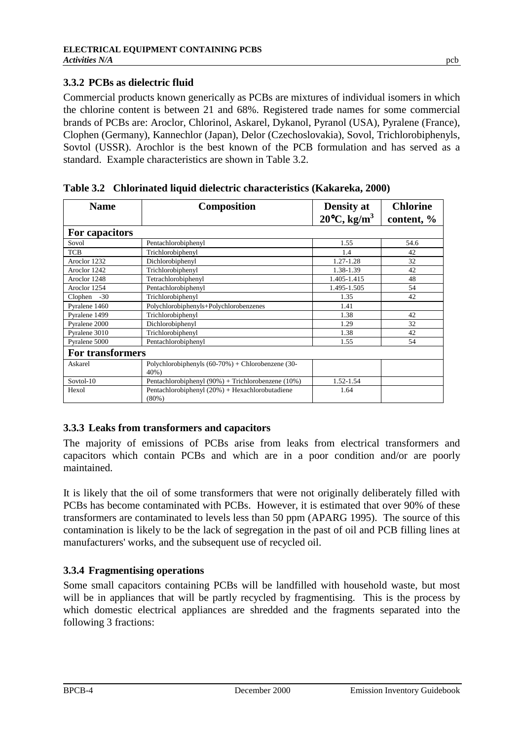### 3.3.2 PCBs as dielectric fluid

Commercial products known generically as PCBs are mixtures of individual isomers in which the chlorine content is between 21 and 68%. Registered trade names for some commercial brands of PCBs are: Aroclor, Chlorinol, Askarel, Dykanol, Pyranol (USA), Pyralene (France), Clophen (Germany), Kannechlor (Japan), Delor (Czechoslovakia), Sovol, Trichlorobiphenyls, Sovtol (USSR). Arochlor is the best known of the PCB formulation and has served as a standard. Example characteristics are shown in Table 3.2.

**Table 3.2 Chlorinated liquid dielectric characteristics (Kakareka, 2000)**

| Name | Composition | Density at 20°C, kg/m³ | Chlorine content, % |
|---|---|---|---|
| **For capacitors** | | | |
| Sovol | Pentachlorobiphenyl | 1.55 | 54.6 |
| TCB | Trichlorobiphenyl | 1.4 | 42 |
| Aroclor 1232 | Dichlorobiphenyl | 1.27-1.28 | 32 |
| Aroclor 1242 | Trichlorobiphenyl | 1.38-1.39 | 42 |
| Aroclor 1248 | Tetrachlorobiphenyl | 1.405-1.415 | 48 |
| Aroclor 1254 | Pentachlorobiphenyl | 1.495-1.505 | 54 |
| Clophen -30 | Trichlorobiphenyl | 1.35 | 42 |
| Pyralene 1460 | Polychlorobiphenyls+Polychlorobenzenes | 1.41 | |
| Pyralene 1499 | Trichlorobiphenyl | 1.38 | 42 |
| Pyralene 2000 | Dichlorobiphenyl | 1.29 | 32 |
| Pyralene 3010 | Trichlorobiphenyl | 1.38 | 42 |
| Pyralene 5000 | Pentachlorobiphenyl | 1.55 | 54 |
| **For transformers** | | | |
| Askarel | Polychlorobiphenyls (60-70%) + Chlorobenzene (30-40%) | | |
| Sovtol-10 | Pentachlorobiphenyl (90%) + Trichlorobenzene (10%) | 1.52-1.54 | |
| Hexol | Pentachlorobiphenyl (20%) + Hexachlorobutadiene (80%) | 1.64 | |

### 3.3.3 Leaks from transformers and capacitors

The majority of emissions of PCBs arise from leaks from electrical transformers and capacitors which contain PCBs and which are in a poor condition and/or are poorly maintained.

It is likely that the oil of some transformers that were not originally deliberately filled with PCBs has become contaminated with PCBs. However, it is estimated that over 90% of these transformers are contaminated to levels less than 50 ppm (APARG 1995). The source of this contamination is likely to be the lack of segregation in the past of oil and PCB filling lines at manufacturers' works, and the subsequent use of recycled oil.

### 3.3.4 Fragmentising operations

Some small capacitors containing PCBs will be landfilled with household waste, but most will be in appliances that will be partly recycled by fragmentising. This is the process by which domestic electrical appliances are shredded and the fragments separated into the following 3 fractions: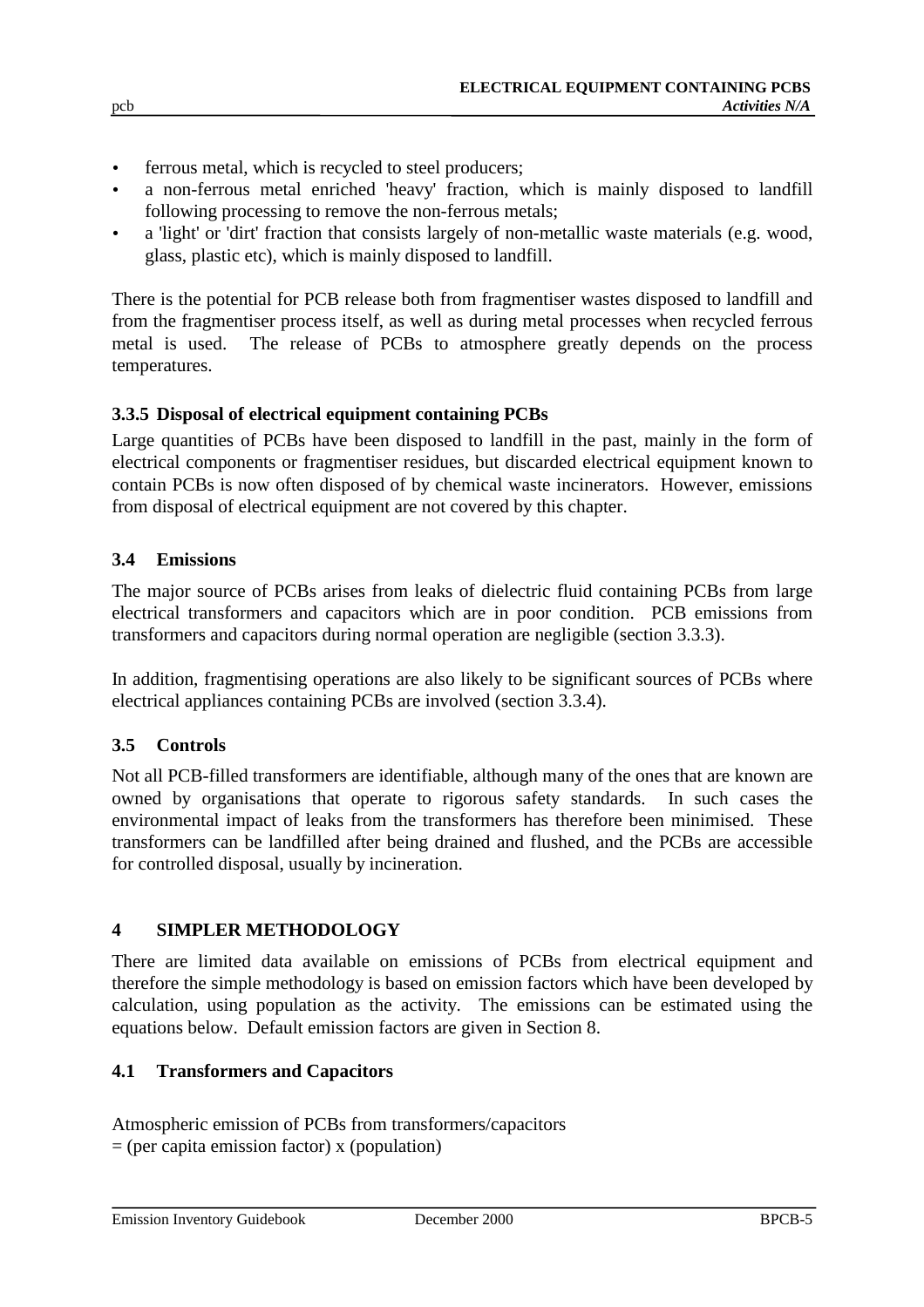- ferrous metal, which is recycled to steel producers;
- a non-ferrous metal enriched 'heavy' fraction, which is mainly disposed to landfill following processing to remove the non-ferrous metals;
- a 'light' or 'dirt' fraction that consists largely of non-metallic waste materials (e.g. wood, glass, plastic etc), which is mainly disposed to landfill.

There is the potential for PCB release both from fragmentiser wastes disposed to landfill and from the fragmentiser process itself, as well as during metal processes when recycled ferrous metal is used. The release of PCBs to atmosphere greatly depends on the process temperatures.

### 3.3.5 Disposal of electrical equipment containing PCBs

Large quantities of PCBs have been disposed to landfill in the past, mainly in the form of electrical components or fragmentiser residues, but discarded electrical equipment known to contain PCBs is now often disposed of by chemical waste incinerators. However, emissions from disposal of electrical equipment are not covered by this chapter.

## 3.4 Emissions

The major source of PCBs arises from leaks of dielectric fluid containing PCBs from large electrical transformers and capacitors which are in poor condition. PCB emissions from transformers and capacitors during normal operation are negligible (section 3.3.3).

In addition, fragmentising operations are also likely to be significant sources of PCBs where electrical appliances containing PCBs are involved (section 3.3.4).

## 3.5 Controls

Not all PCB-filled transformers are identifiable, although many of the ones that are known are owned by organisations that operate to rigorous safety standards. In such cases the environmental impact of leaks from the transformers has therefore been minimised. These transformers can be landfilled after being drained and flushed, and the PCBs are accessible for controlled disposal, usually by incineration.

# 4 SIMPLER METHODOLOGY

There are limited data available on emissions of PCBs from electrical equipment and therefore the simple methodology is based on emission factors which have been developed by calculation, using population as the activity. The emissions can be estimated using the equations below. Default emission factors are given in Section 8.

## 4.1 Transformers and Capacitors

Atmospheric emission of PCBs from transformers/capacitors
= (per capita emission factor) x (population)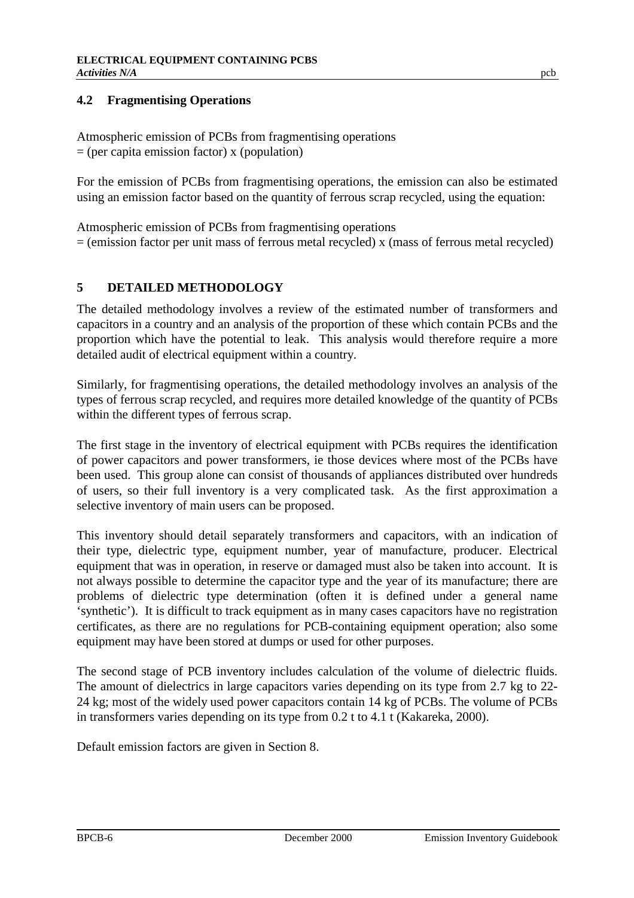## 4.2 Fragmentising Operations

Atmospheric emission of PCBs from fragmentising operations
= (per capita emission factor) x (population)

For the emission of PCBs from fragmentising operations, the emission can also be estimated using an emission factor based on the quantity of ferrous scrap recycled, using the equation:

Atmospheric emission of PCBs from fragmentising operations
= (emission factor per unit mass of ferrous metal recycled) x (mass of ferrous metal recycled)

# 5 DETAILED METHODOLOGY

The detailed methodology involves a review of the estimated number of transformers and capacitors in a country and an analysis of the proportion of these which contain PCBs and the proportion which have the potential to leak. This analysis would therefore require a more detailed audit of electrical equipment within a country.

Similarly, for fragmentising operations, the detailed methodology involves an analysis of the types of ferrous scrap recycled, and requires more detailed knowledge of the quantity of PCBs within the different types of ferrous scrap.

The first stage in the inventory of electrical equipment with PCBs requires the identification of power capacitors and power transformers, ie those devices where most of the PCBs have been used. This group alone can consist of thousands of appliances distributed over hundreds of users, so their full inventory is a very complicated task. As the first approximation a selective inventory of main users can be proposed.

This inventory should detail separately transformers and capacitors, with an indication of their type, dielectric type, equipment number, year of manufacture, producer. Electrical equipment that was in operation, in reserve or damaged must also be taken into account. It is not always possible to determine the capacitor type and the year of its manufacture; there are problems of dielectric type determination (often it is defined under a general name 'synthetic'). It is difficult to track equipment as in many cases capacitors have no registration certificates, as there are no regulations for PCB-containing equipment operation; also some equipment may have been stored at dumps or used for other purposes.

The second stage of PCB inventory includes calculation of the volume of dielectric fluids. The amount of dielectrics in large capacitors varies depending on its type from 2.7 kg to 22-24 kg; most of the widely used power capacitors contain 14 kg of PCBs. The volume of PCBs in transformers varies depending on its type from 0.2 t to 4.1 t (Kakareka, 2000).

Default emission factors are given in Section 8.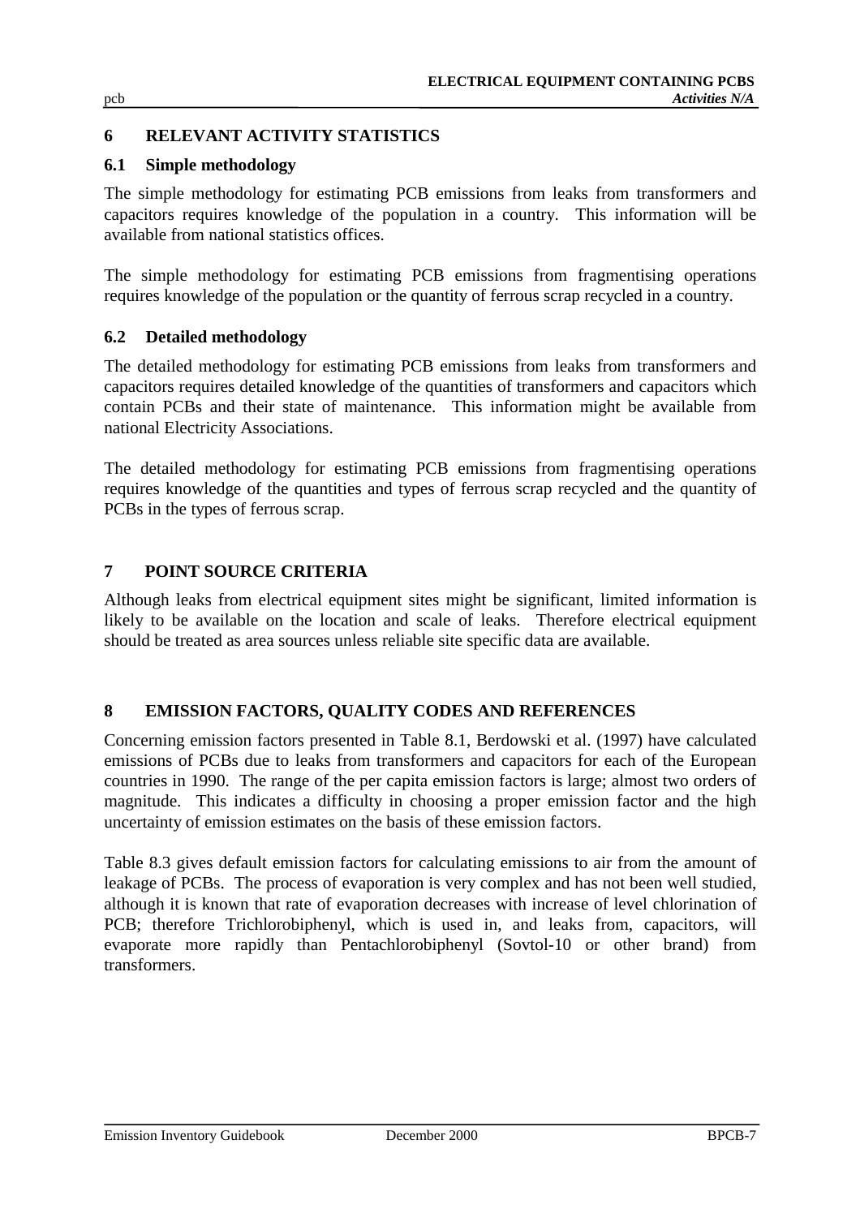## 6 RELEVANT ACTIVITY STATISTICS

### 6.1 Simple methodology

The simple methodology for estimating PCB emissions from leaks from transformers and capacitors requires knowledge of the population in a country. This information will be available from national statistics offices.

The simple methodology for estimating PCB emissions from fragmentising operations requires knowledge of the population or the quantity of ferrous scrap recycled in a country.

### 6.2 Detailed methodology

The detailed methodology for estimating PCB emissions from leaks from transformers and capacitors requires detailed knowledge of the quantities of transformers and capacitors which contain PCBs and their state of maintenance. This information might be available from national Electricity Associations.

The detailed methodology for estimating PCB emissions from fragmentising operations requires knowledge of the quantities and types of ferrous scrap recycled and the quantity of PCBs in the types of ferrous scrap.

## 7 POINT SOURCE CRITERIA

Although leaks from electrical equipment sites might be significant, limited information is likely to be available on the location and scale of leaks. Therefore electrical equipment should be treated as area sources unless reliable site specific data are available.

## 8 EMISSION FACTORS, QUALITY CODES AND REFERENCES

Concerning emission factors presented in Table 8.1, Berdowski et al. (1997) have calculated emissions of PCBs due to leaks from transformers and capacitors for each of the European countries in 1990. The range of the per capita emission factors is large; almost two orders of magnitude. This indicates a difficulty in choosing a proper emission factor and the high uncertainty of emission estimates on the basis of these emission factors.

Table 8.3 gives default emission factors for calculating emissions to air from the amount of leakage of PCBs. The process of evaporation is very complex and has not been well studied, although it is known that rate of evaporation decreases with increase of level chlorination of PCB; therefore Trichlorobiphenyl, which is used in, and leaks from, capacitors, will evaporate more rapidly than Pentachlorobiphenyl (Sovtol-10 or other brand) from transformers.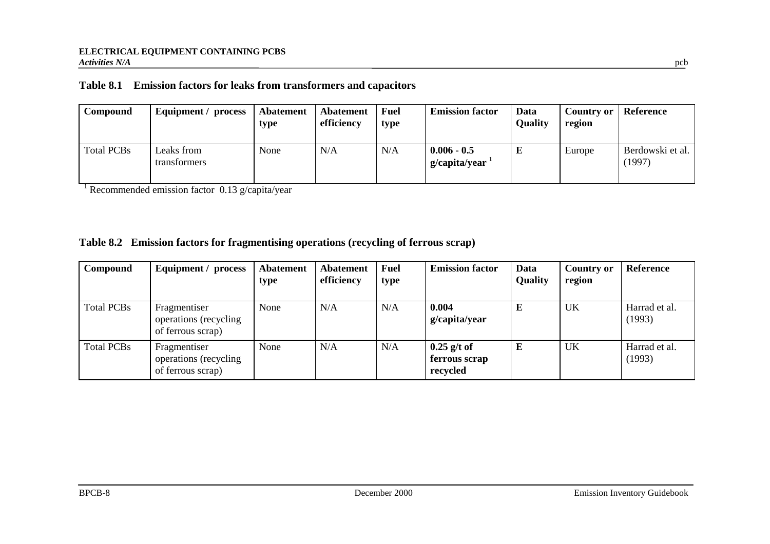**Table 8.1 Emission factors for leaks from transformers and capacitors**

| Compound | Equipment / process | Abatement type | Abatement efficiency | Fuel type | Emission factor | Data Quality | Country or region | Reference |
|---|---|---|---|---|---|---|---|---|
| Total PCBs | Leaks from transformers | None | N/A | N/A | **0.006 - 0.5 g/capita/year** [1] | **E** | Europe | Berdowski et al. (1997) |

[1] Recommended emission factor 0.13 g/capita/year

**Table 8.2 Emission factors for fragmentising operations (recycling of ferrous scrap)**

| Compound | Equipment / process | Abatement type | Abatement efficiency | Fuel type | Emission factor | Data Quality | Country or region | Reference |
|---|---|---|---|---|---|---|---|---|
| Total PCBs | Fragmentiser operations (recycling of ferrous scrap) | None | N/A | N/A | **0.004 g/capita/year** | **E** | UK | Harrad et al. (1993) |
| Total PCBs | Fragmentiser operations (recycling of ferrous scrap) | None | N/A | N/A | **0.25 g/t of ferrous scrap recycled** | **E** | UK | Harrad et al. (1993) |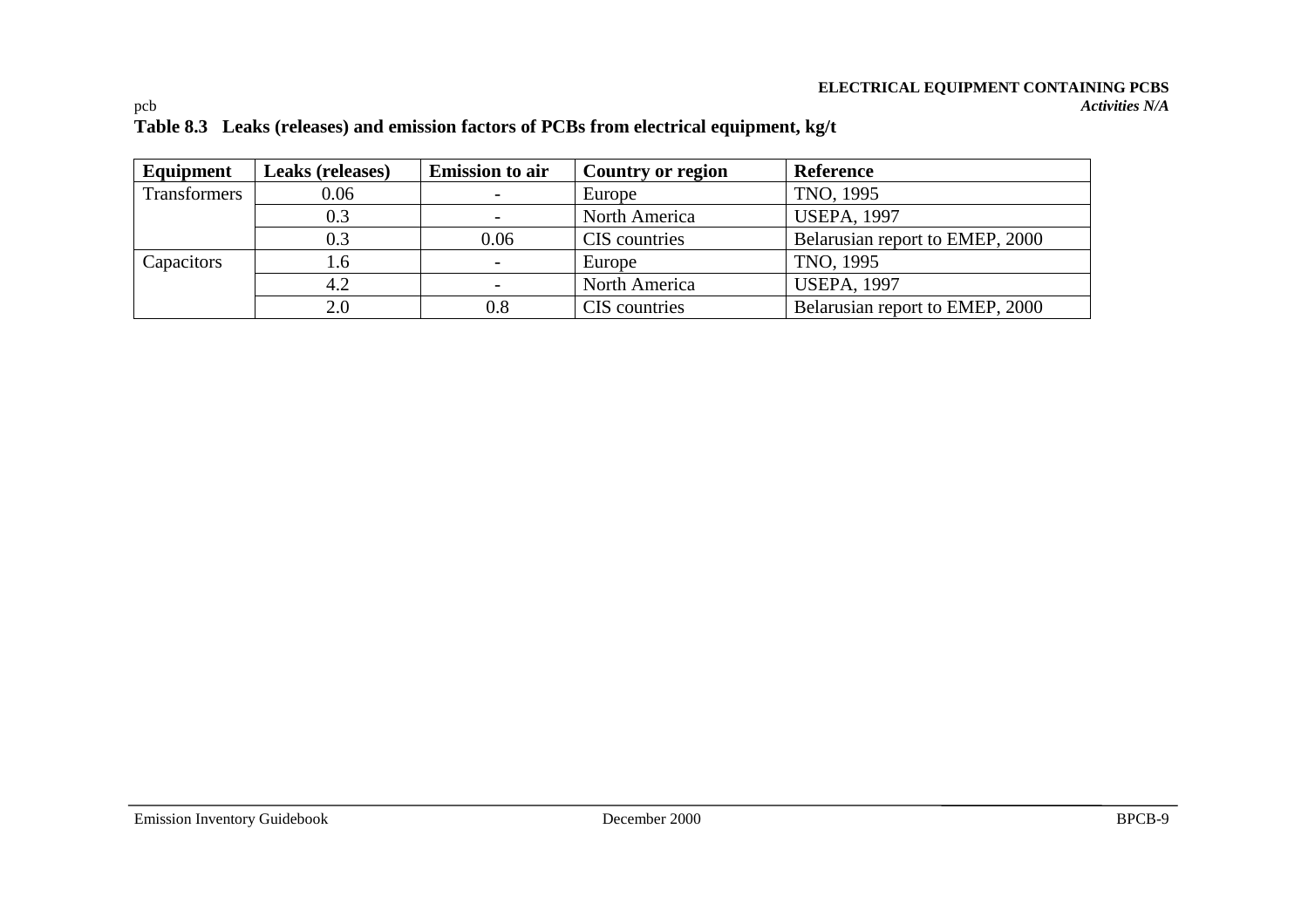**Table 8.3 Leaks (releases) and emission factors of PCBs from electrical equipment, kg/t**

| Equipment | Leaks (releases) | Emission to air | Country or region | Reference |
|---|---|---|---|---|
| Transformers | 0.06 | - | Europe | TNO, 1995 |
| | 0.3 | - | North America | USEPA, 1997 |
| | 0.3 | 0.06 | CIS countries | Belarusian report to EMEP, 2000 |
| Capacitors | 1.6 | - | Europe | TNO, 1995 |
| | 4.2 | - | North America | USEPA, 1997 |
| | 2.0 | 0.8 | CIS countries | Belarusian report to EMEP, 2000 |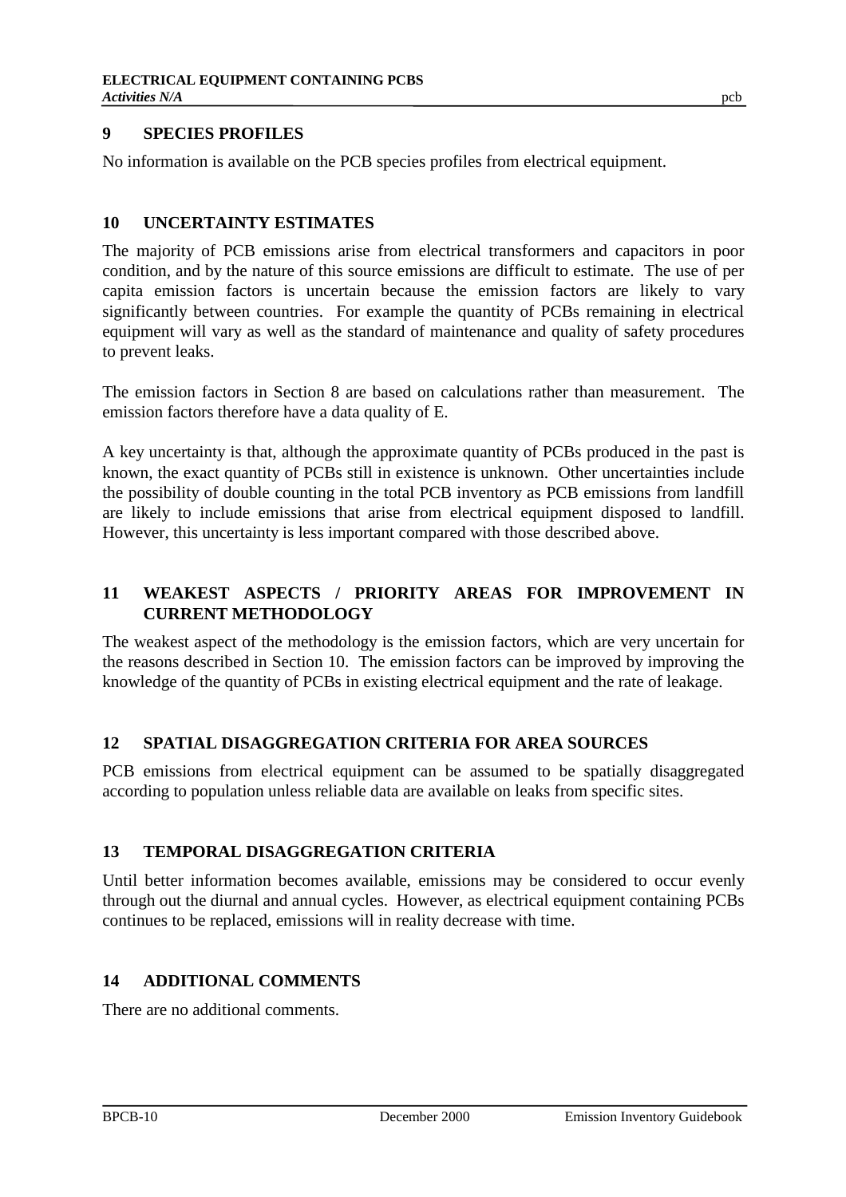## 9 SPECIES PROFILES

No information is available on the PCB species profiles from electrical equipment.

## 10 UNCERTAINTY ESTIMATES

The majority of PCB emissions arise from electrical transformers and capacitors in poor condition, and by the nature of this source emissions are difficult to estimate. The use of per capita emission factors is uncertain because the emission factors are likely to vary significantly between countries. For example the quantity of PCBs remaining in electrical equipment will vary as well as the standard of maintenance and quality of safety procedures to prevent leaks.

The emission factors in Section 8 are based on calculations rather than measurement. The emission factors therefore have a data quality of E.

A key uncertainty is that, although the approximate quantity of PCBs produced in the past is known, the exact quantity of PCBs still in existence is unknown. Other uncertainties include the possibility of double counting in the total PCB inventory as PCB emissions from landfill are likely to include emissions that arise from electrical equipment disposed to landfill. However, this uncertainty is less important compared with those described above.

## 11 WEAKEST ASPECTS / PRIORITY AREAS FOR IMPROVEMENT IN CURRENT METHODOLOGY

The weakest aspect of the methodology is the emission factors, which are very uncertain for the reasons described in Section 10. The emission factors can be improved by improving the knowledge of the quantity of PCBs in existing electrical equipment and the rate of leakage.

## 12 SPATIAL DISAGGREGATION CRITERIA FOR AREA SOURCES

PCB emissions from electrical equipment can be assumed to be spatially disaggregated according to population unless reliable data are available on leaks from specific sites.

## 13 TEMPORAL DISAGGREGATION CRITERIA

Until better information becomes available, emissions may be considered to occur evenly through out the diurnal and annual cycles. However, as electrical equipment containing PCBs continues to be replaced, emissions will in reality decrease with time.

## 14 ADDITIONAL COMMENTS

There are no additional comments.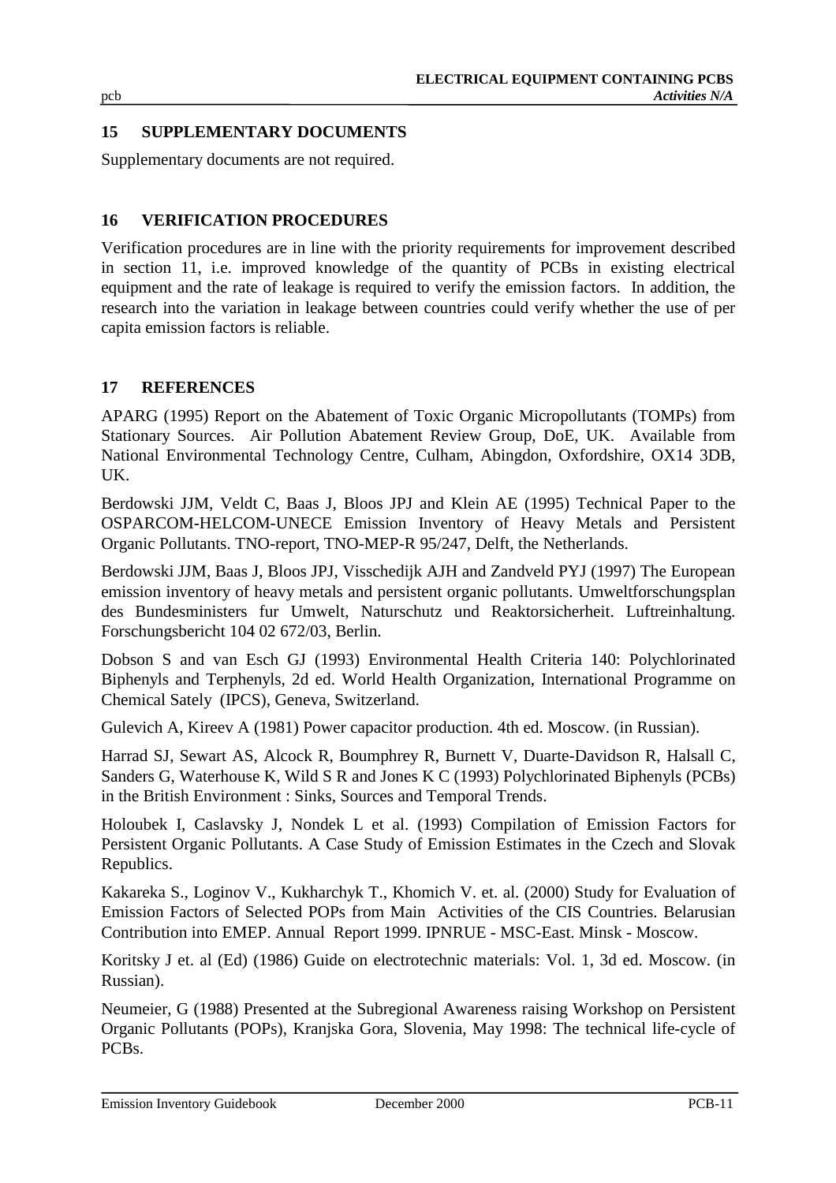## 15 SUPPLEMENTARY DOCUMENTS

Supplementary documents are not required.

## 16 VERIFICATION PROCEDURES

Verification procedures are in line with the priority requirements for improvement described in section 11, i.e. improved knowledge of the quantity of PCBs in existing electrical equipment and the rate of leakage is required to verify the emission factors. In addition, the research into the variation in leakage between countries could verify whether the use of per capita emission factors is reliable.

## 17 REFERENCES

APARG (1995) Report on the Abatement of Toxic Organic Micropollutants (TOMPs) from Stationary Sources. Air Pollution Abatement Review Group, DoE, UK. Available from National Environmental Technology Centre, Culham, Abingdon, Oxfordshire, OX14 3DB, UK.

Berdowski JJM, Veldt C, Baas J, Bloos JPJ and Klein AE (1995) Technical Paper to the OSPARCOM-HELCOM-UNECE Emission Inventory of Heavy Metals and Persistent Organic Pollutants. TNO-report, TNO-MEP-R 95/247, Delft, the Netherlands.

Berdowski JJM, Baas J, Bloos JPJ, Visschedijk AJH and Zandveld PYJ (1997) The European emission inventory of heavy metals and persistent organic pollutants. Umweltforschungsplan des Bundesministers fur Umwelt, Naturschutz und Reaktorsicherheit. Luftreinhaltung. Forschungsbericht 104 02 672/03, Berlin.

Dobson S and van Esch GJ (1993) Environmental Health Criteria 140: Polychlorinated Biphenyls and Terphenyls, 2d ed. World Health Organization, International Programme on Chemical Sately (IPCS), Geneva, Switzerland.

Gulevich A, Kireev A (1981) Power capacitor production. 4th ed. Moscow. (in Russian).

Harrad SJ, Sewart AS, Alcock R, Boumphrey R, Burnett V, Duarte-Davidson R, Halsall C, Sanders G, Waterhouse K, Wild S R and Jones K C (1993) Polychlorinated Biphenyls (PCBs) in the British Environment : Sinks, Sources and Temporal Trends.

Holoubek I, Caslavsky J, Nondek L et al. (1993) Compilation of Emission Factors for Persistent Organic Pollutants. A Case Study of Emission Estimates in the Czech and Slovak Republics.

Kakareka S., Loginov V., Kukharchyk T., Khomich V. et. al. (2000) Study for Evaluation of Emission Factors of Selected POPs from Main Activities of the CIS Countries. Belarusian Contribution into EMEP. Annual Report 1999. IPNRUE - MSC-East. Minsk - Moscow.

Koritsky J et. al (Ed) (1986) Guide on electrotechnic materials: Vol. 1, 3d ed. Moscow. (in Russian).

Neumeier, G (1988) Presented at the Subregional Awareness raising Workshop on Persistent Organic Pollutants (POPs), Kranjska Gora, Slovenia, May 1998: The technical life-cycle of PCBs.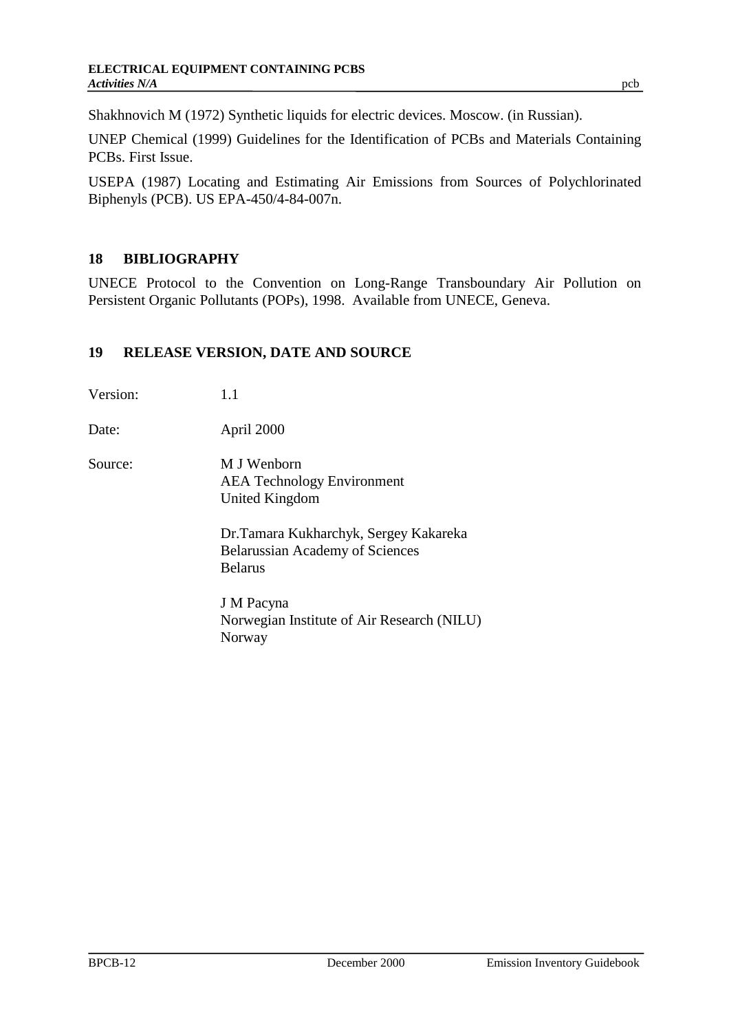Shakhnovich M (1972) Synthetic liquids for electric devices. Moscow. (in Russian).

UNEP Chemical (1999) Guidelines for the Identification of PCBs and Materials Containing PCBs. First Issue.

USEPA (1987) Locating and Estimating Air Emissions from Sources of Polychlorinated Biphenyls (PCB). US EPA-450/4-84-007n.

## 18 BIBLIOGRAPHY

UNECE Protocol to the Convention on Long-Range Transboundary Air Pollution on Persistent Organic Pollutants (POPs), 1998. Available from UNECE, Geneva.

## 19 RELEASE VERSION, DATE AND SOURCE

Version: 1.1

Date: April 2000

Source: M J Wenborn
AEA Technology Environment
United Kingdom

Dr.Tamara Kukharchyk, Sergey Kakareka
Belarussian Academy of Sciences
Belarus

J M Pacyna
Norwegian Institute of Air Research (NILU)
Norway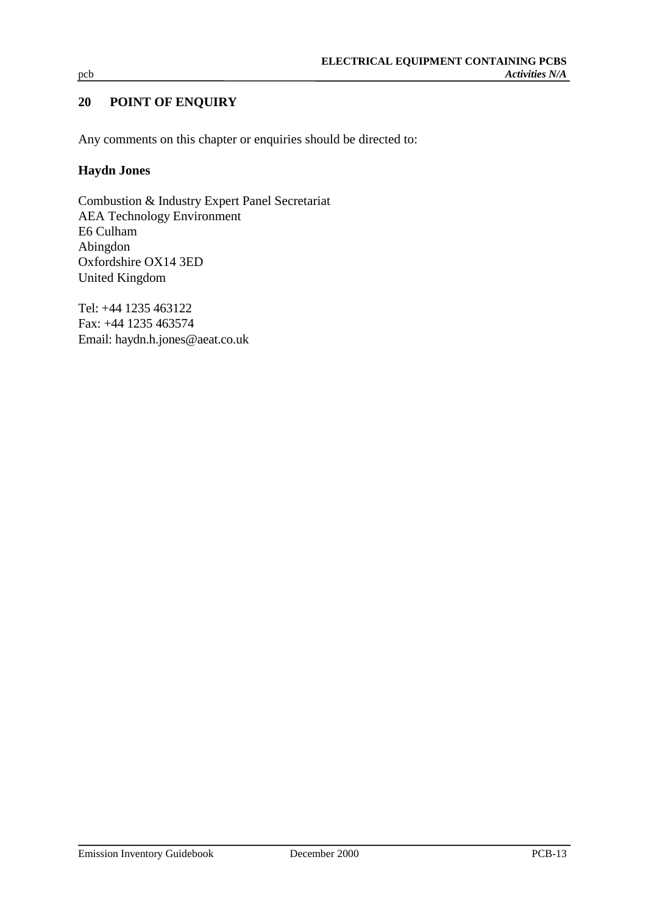## 20 POINT OF ENQUIRY

Any comments on this chapter or enquiries should be directed to:

**Haydn Jones**

Combustion & Industry Expert Panel Secretariat
AEA Technology Environment
E6 Culham
Abingdon
Oxfordshire OX14 3ED
United Kingdom

Tel: +44 1235 463122
Fax: +44 1235 463574
Email: haydn.h.jones@aeat.co.uk